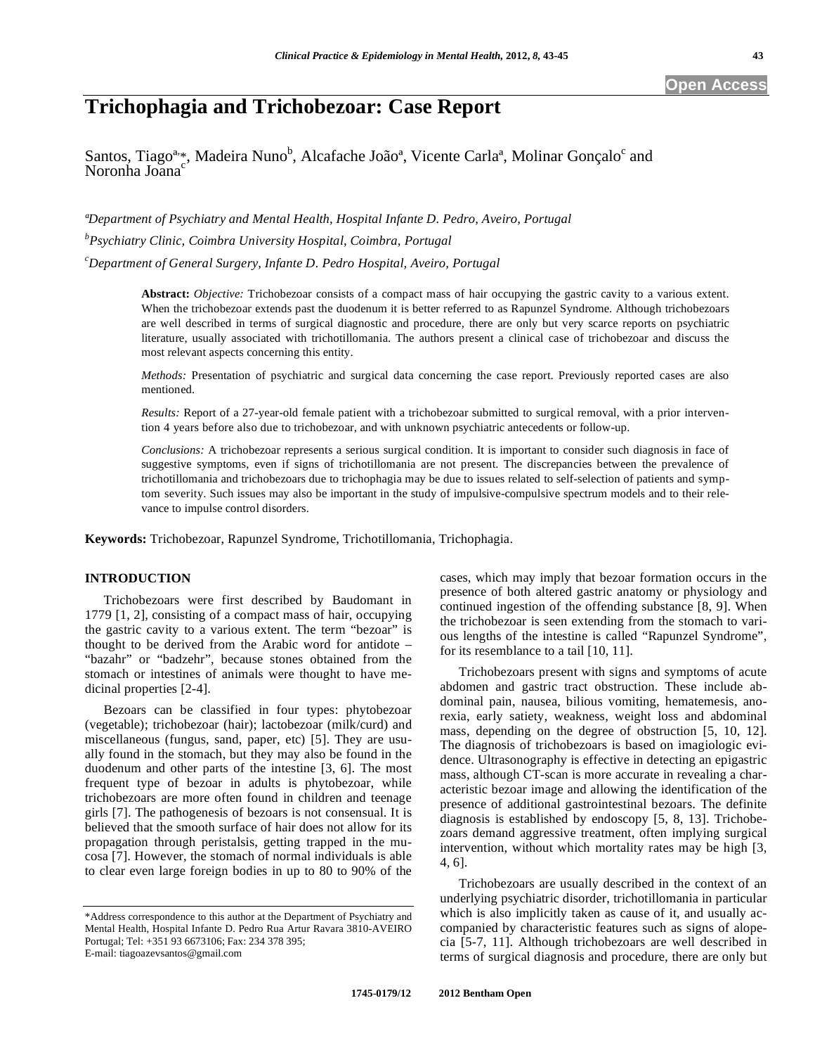# Trichophagia and Trichobezoar: Case Report

Santos, Tiago[a,*], Madeira Nuno[b], Alcafache João[a], Vicente Carla[a], Molinar Gonçalo[c] and Noronha Joana[c]

[a]*Department of Psychiatry and Mental Health, Hospital Infante D. Pedro, Aveiro, Portugal*

[b]*Psychiatry Clinic, Coimbra University Hospital, Coimbra, Portugal*

[c]*Department of General Surgery, Infante D. Pedro Hospital, Aveiro, Portugal*

**Abstract:** *Objective:* Trichobezoar consists of a compact mass of hair occupying the gastric cavity to a various extent. When the trichobezoar extends past the duodenum it is better referred to as Rapunzel Syndrome. Although trichobezoars are well described in terms of surgical diagnostic and procedure, there are only but very scarce reports on psychiatric literature, usually associated with trichotillomania. The authors present a clinical case of trichobezoar and discuss the most relevant aspects concerning this entity.

*Methods:* Presentation of psychiatric and surgical data concerning the case report. Previously reported cases are also mentioned.

*Results:* Report of a 27-year-old female patient with a trichobezoar submitted to surgical removal, with a prior intervention 4 years before also due to trichobezoar, and with unknown psychiatric antecedents or follow-up.

*Conclusions:* A trichobezoar represents a serious surgical condition. It is important to consider such diagnosis in face of suggestive symptoms, even if signs of trichotillomania are not present. The discrepancies between the prevalence of trichotillomania and trichobezoars due to trichophagia may be due to issues related to self-selection of patients and symptom severity. Such issues may also be important in the study of impulsive-compulsive spectrum models and to their relevance to impulse control disorders.

**Keywords:** Trichobezoar, Rapunzel Syndrome, Trichotillomania, Trichophagia.

## INTRODUCTION

Trichobezoars were first described by Baudomant in 1779 [1, 2], consisting of a compact mass of hair, occupying the gastric cavity to a various extent. The term "bezoar" is thought to be derived from the Arabic word for antidote – "bazahr" or "badzehr", because stones obtained from the stomach or intestines of animals were thought to have medicinal properties [2-4].

Bezoars can be classified in four types: phytobezoar (vegetable); trichobezoar (hair); lactobezoar (milk/curd) and miscellaneous (fungus, sand, paper, etc) [5]. They are usually found in the stomach, but they may also be found in the duodenum and other parts of the intestine [3, 6]. The most frequent type of bezoar in adults is phytobezoar, while trichobezoars are more often found in children and teenage girls [7]. The pathogenesis of bezoars is not consensual. It is believed that the smooth surface of hair does not allow for its propagation through peristalsis, getting trapped in the mucosa [7]. However, the stomach of normal individuals is able to clear even large foreign bodies in up to 80 to 90% of the cases, which may imply that bezoar formation occurs in the presence of both altered gastric anatomy or physiology and continued ingestion of the offending substance [8, 9]. When the trichobezoar is seen extending from the stomach to various lengths of the intestine is called "Rapunzel Syndrome", for its resemblance to a tail [10, 11].

Trichobezoars present with signs and symptoms of acute abdomen and gastric tract obstruction. These include abdominal pain, nausea, bilious vomiting, hematemesis, anorexia, early satiety, weakness, weight loss and abdominal mass, depending on the degree of obstruction [5, 10, 12]. The diagnosis of trichobezoars is based on imagiologic evidence. Ultrasonography is effective in detecting an epigastric mass, although CT-scan is more accurate in revealing a characteristic bezoar image and allowing the identification of the presence of additional gastrointestinal bezoars. The definite diagnosis is established by endoscopy [5, 8, 13]. Trichobezoars demand aggressive treatment, often implying surgical intervention, without which mortality rates may be high [3, 4, 6].

Trichobezoars are usually described in the context of an underlying psychiatric disorder, trichotillomania in particular which is also implicitly taken as cause of it, and usually accompanied by characteristic features such as signs of alopecia [5-7, 11]. Although trichobezoars are well described in terms of surgical diagnosis and procedure, there are only but

*Address correspondence to this author at the Department of Psychiatry and Mental Health, Hospital Infante D. Pedro Rua Artur Ravara 3810-AVEIRO Portugal; Tel: +351 93 6673106; Fax: 234 378 395; E-mail: tiagoazevsantos@gmail.com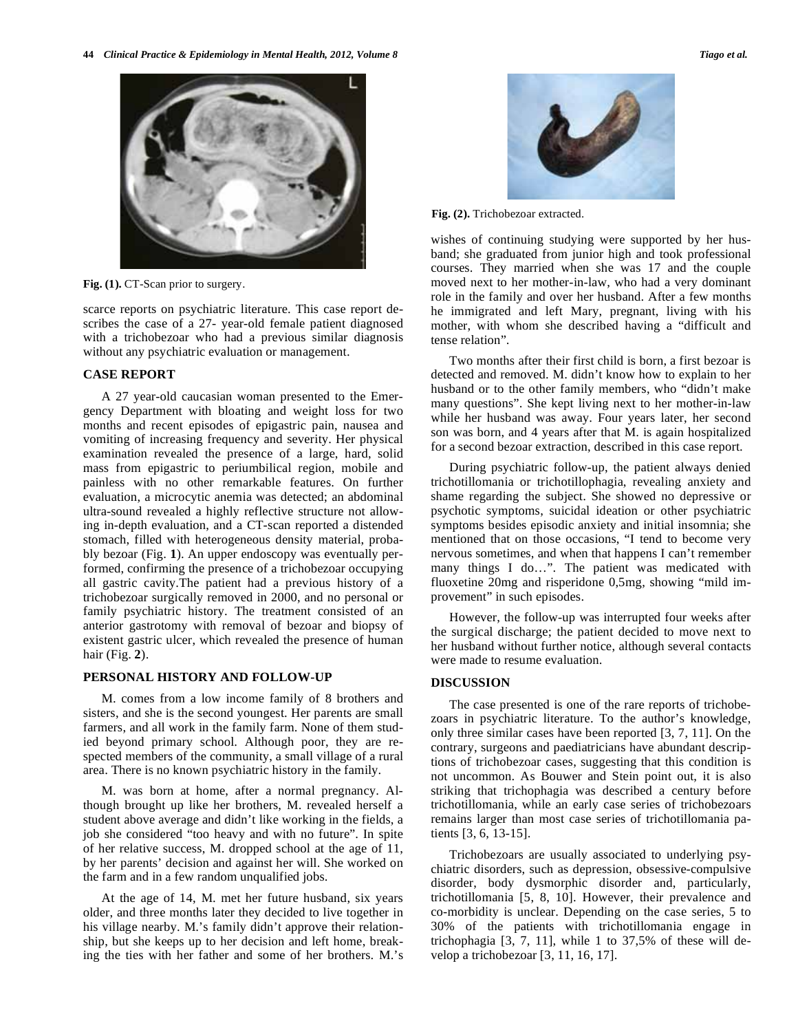Fig. (1). CT-Scan prior to surgery.

scarce reports on psychiatric literature. This case report describes the case of a 27- year-old female patient diagnosed with a trichobezoar who had a previous similar diagnosis without any psychiatric evaluation or management.

## CASE REPORT

A 27 year-old caucasian woman presented to the Emergency Department with bloating and weight loss for two months and recent episodes of epigastric pain, nausea and vomiting of increasing frequency and severity. Her physical examination revealed the presence of a large, hard, solid mass from epigastric to periumbilical region, mobile and painless with no other remarkable features. On further evaluation, a microcytic anemia was detected; an abdominal ultra-sound revealed a highly reflective structure not allowing in-depth evaluation, and a CT-scan reported a distended stomach, filled with heterogeneous density material, probably bezoar (Fig. **1**). An upper endoscopy was eventually performed, confirming the presence of a trichobezoar occupying all gastric cavity.The patient had a previous history of a trichobezoar surgically removed in 2000, and no personal or family psychiatric history. The treatment consisted of an anterior gastrotomy with removal of bezoar and biopsy of existent gastric ulcer, which revealed the presence of human hair (Fig. **2**).

## PERSONAL HISTORY AND FOLLOW-UP

M. comes from a low income family of 8 brothers and sisters, and she is the second youngest. Her parents are small farmers, and all work in the family farm. None of them studied beyond primary school. Although poor, they are respected members of the community, a small village of a rural area. There is no known psychiatric history in the family.

M. was born at home, after a normal pregnancy. Although brought up like her brothers, M. revealed herself a student above average and didn't like working in the fields, a job she considered "too heavy and with no future". In spite of her relative success, M. dropped school at the age of 11, by her parents' decision and against her will. She worked on the farm and in a few random unqualified jobs.

At the age of 14, M. met her future husband, six years older, and three months later they decided to live together in his village nearby. M.'s family didn't approve their relationship, but she keeps up to her decision and left home, breaking the ties with her father and some of her brothers. M.'s wishes of continuing studying were supported by her husband; she graduated from junior high and took professional courses. They married when she was 17 and the couple moved next to her mother-in-law, who had a very dominant role in the family and over her husband. After a few months he immigrated and left Mary, pregnant, living with his mother, with whom she described having a "difficult and tense relation".

Fig. (2). Trichobezoar extracted.

Two months after their first child is born, a first bezoar is detected and removed. M. didn't know how to explain to her husband or to the other family members, who "didn't make many questions". She kept living next to her mother-in-law while her husband was away. Four years later, her second son was born, and 4 years after that M. is again hospitalized for a second bezoar extraction, described in this case report.

During psychiatric follow-up, the patient always denied trichotillomania or trichotillophagia, revealing anxiety and shame regarding the subject. She showed no depressive or psychotic symptoms, suicidal ideation or other psychiatric symptoms besides episodic anxiety and initial insomnia; she mentioned that on those occasions, "I tend to become very nervous sometimes, and when that happens I can't remember many things I do…". The patient was medicated with fluoxetine 20mg and risperidone 0,5mg, showing "mild improvement" in such episodes.

However, the follow-up was interrupted four weeks after the surgical discharge; the patient decided to move next to her husband without further notice, although several contacts were made to resume evaluation.

## DISCUSSION

The case presented is one of the rare reports of trichobezoars in psychiatric literature. To the author's knowledge, only three similar cases have been reported [3, 7, 11]. On the contrary, surgeons and paediatricians have abundant descriptions of trichobezoar cases, suggesting that this condition is not uncommon. As Bouwer and Stein point out, it is also striking that trichophagia was described a century before trichotillomania, while an early case series of trichobezoars remains larger than most case series of trichotillomania patients [3, 6, 13-15].

Trichobezoars are usually associated to underlying psychiatric disorders, such as depression, obsessive-compulsive disorder, body dysmorphic disorder and, particularly, trichotillomania [5, 8, 10]. However, their prevalence and co-morbidity is unclear. Depending on the case series, 5 to 30% of the patients with trichotillomania engage in trichophagia [3, 7, 11], while 1 to 37,5% of these will develop a trichobezoar [3, 11, 16, 17].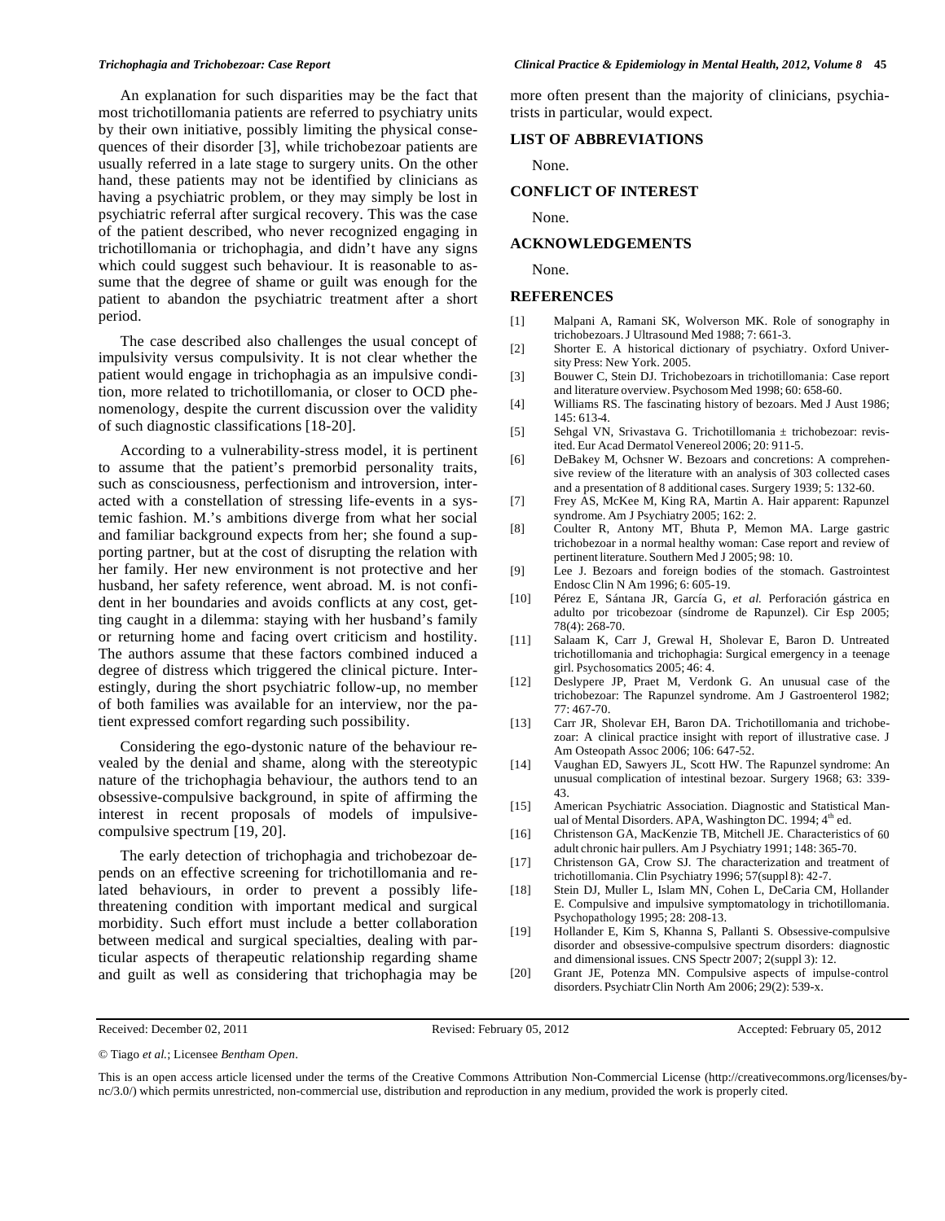An explanation for such disparities may be the fact that most trichotillomania patients are referred to psychiatry units by their own initiative, possibly limiting the physical consequences of their disorder [3], while trichobezoar patients are usually referred in a late stage to surgery units. On the other hand, these patients may not be identified by clinicians as having a psychiatric problem, or they may simply be lost in psychiatric referral after surgical recovery. This was the case of the patient described, who never recognized engaging in trichotillomania or trichophagia, and didn't have any signs which could suggest such behaviour. It is reasonable to assume that the degree of shame or guilt was enough for the patient to abandon the psychiatric treatment after a short period.

The case described also challenges the usual concept of impulsivity versus compulsivity. It is not clear whether the patient would engage in trichophagia as an impulsive condition, more related to trichotillomania, or closer to OCD phenomenology, despite the current discussion over the validity of such diagnostic classifications [18-20].

According to a vulnerability-stress model, it is pertinent to assume that the patient's premorbid personality traits, such as consciousness, perfectionism and introversion, interacted with a constellation of stressing life-events in a systemic fashion. M.'s ambitions diverge from what her social and familiar background expects from her; she found a supporting partner, but at the cost of disrupting the relation with her family. Her new environment is not protective and her husband, her safety reference, went abroad. M. is not confident in her boundaries and avoids conflicts at any cost, getting caught in a dilemma: staying with her husband's family or returning home and facing overt criticism and hostility. The authors assume that these factors combined induced a degree of distress which triggered the clinical picture. Interestingly, during the short psychiatric follow-up, no member of both families was available for an interview, nor the patient expressed comfort regarding such possibility.

Considering the ego-dystonic nature of the behaviour revealed by the denial and shame, along with the stereotypic nature of the trichophagia behaviour, the authors tend to an obsessive-compulsive background, in spite of affirming the interest in recent proposals of models of impulsive-compulsive spectrum [19, 20].

The early detection of trichophagia and trichobezoar depends on an effective screening for trichotillomania and related behaviours, in order to prevent a possibly life-threatening condition with important medical and surgical morbidity. Such effort must include a better collaboration between medical and surgical specialties, dealing with particular aspects of therapeutic relationship regarding shame and guilt as well as considering that trichophagia may be more often present than the majority of clinicians, psychiatrists in particular, would expect.

## LIST OF ABBREVIATIONS

None.

## CONFLICT OF INTEREST

None.

## ACKNOWLEDGEMENTS

None.

## REFERENCES

[1] Malpani A, Ramani SK, Wolverson MK. Role of sonography in trichobezoars. J Ultrasound Med 1988; 7: 661-3.

[2] Shorter E. A historical dictionary of psychiatry. Oxford University Press: New York. 2005.

[3] Bouwer C, Stein DJ. Trichobezoars in trichotillomania: Case report and literature overview. Psychosom Med 1998; 60: 658-60.

[4] Williams RS. The fascinating history of bezoars. Med J Aust 1986; 145: 613-4.

[5] Sehgal VN, Srivastava G. Trichotillomania ± trichobezoar: revisited. Eur Acad Dermatol Venereol 2006; 20: 911-5.

[6] DeBakey M, Ochsner W. Bezoars and concretions: A comprehensive review of the literature with an analysis of 303 collected cases and a presentation of 8 additional cases. Surgery 1939; 5: 132-60.

[7] Frey AS, McKee M, King RA, Martin A. Hair apparent: Rapunzel syndrome. Am J Psychiatry 2005; 162: 2.

[8] Coulter R, Antony MT, Bhuta P, Memon MA. Large gastric trichobezoar in a normal healthy woman: Case report and review of pertinent literature. Southern Med J 2005; 98: 10.

[9] Lee J. Bezoars and foreign bodies of the stomach. Gastrointest Endosc Clin N Am 1996; 6: 605-19.

[10] Pérez E, Sántana JR, García G, *et al.* Perforación gástrica en adulto por tricobezoar (síndrome de Rapunzel). Cir Esp 2005; 78(4): 268-70.

[11] Salaam K, Carr J, Grewal H, Sholevar E, Baron D. Untreated trichotillomania and trichophagia: Surgical emergency in a teenage girl. Psychosomatics 2005; 46: 4.

[12] Deslypere JP, Praet M, Verdonk G. An unusual case of the trichobezoar: The Rapunzel syndrome. Am J Gastroenterol 1982; 77: 467-70.

[13] Carr JR, Sholevar EH, Baron DA. Trichotillomania and trichobezoar: A clinical practice insight with report of illustrative case. J Am Osteopath Assoc 2006; 106: 647-52.

[14] Vaughan ED, Sawyers JL, Scott HW. The Rapunzel syndrome: An unusual complication of intestinal bezoar. Surgery 1968; 63: 339-43.

[15] American Psychiatric Association. Diagnostic and Statistical Manual of Mental Disorders. APA, Washington DC. 1994; 4th ed.

[16] Christenson GA, MacKenzie TB, Mitchell JE. Characteristics of 60 adult chronic hair pullers. Am J Psychiatry 1991; 148: 365-70.

[17] Christenson GA, Crow SJ. The characterization and treatment of trichotillomania. Clin Psychiatry 1996; 57(suppl 8): 42-7.

[18] Stein DJ, Muller L, Islam MN, Cohen L, DeCaria CM, Hollander E. Compulsive and impulsive symptomatology in trichotillomania. Psychopathology 1995; 28: 208-13.

[19] Hollander E, Kim S, Khanna S, Pallanti S. Obsessive-compulsive disorder and obsessive-compulsive spectrum disorders: diagnostic and dimensional issues. CNS Spectr 2007; 2(suppl 3): 12.

[20] Grant JE, Potenza MN. Compulsive aspects of impulse-control disorders. Psychiatr Clin North Am 2006; 29(2): 539-x.

Received: December 02, 2011 Revised: February 05, 2012 Accepted: February 05, 2012

© Tiago *et al.*; Licensee *Bentham Open*.

This is an open access article licensed under the terms of the Creative Commons Attribution Non-Commercial License (http://creativecommons.org/licenses/by-nc/3.0/) which permits unrestricted, non-commercial use, distribution and reproduction in any medium, provided the work is properly cited.